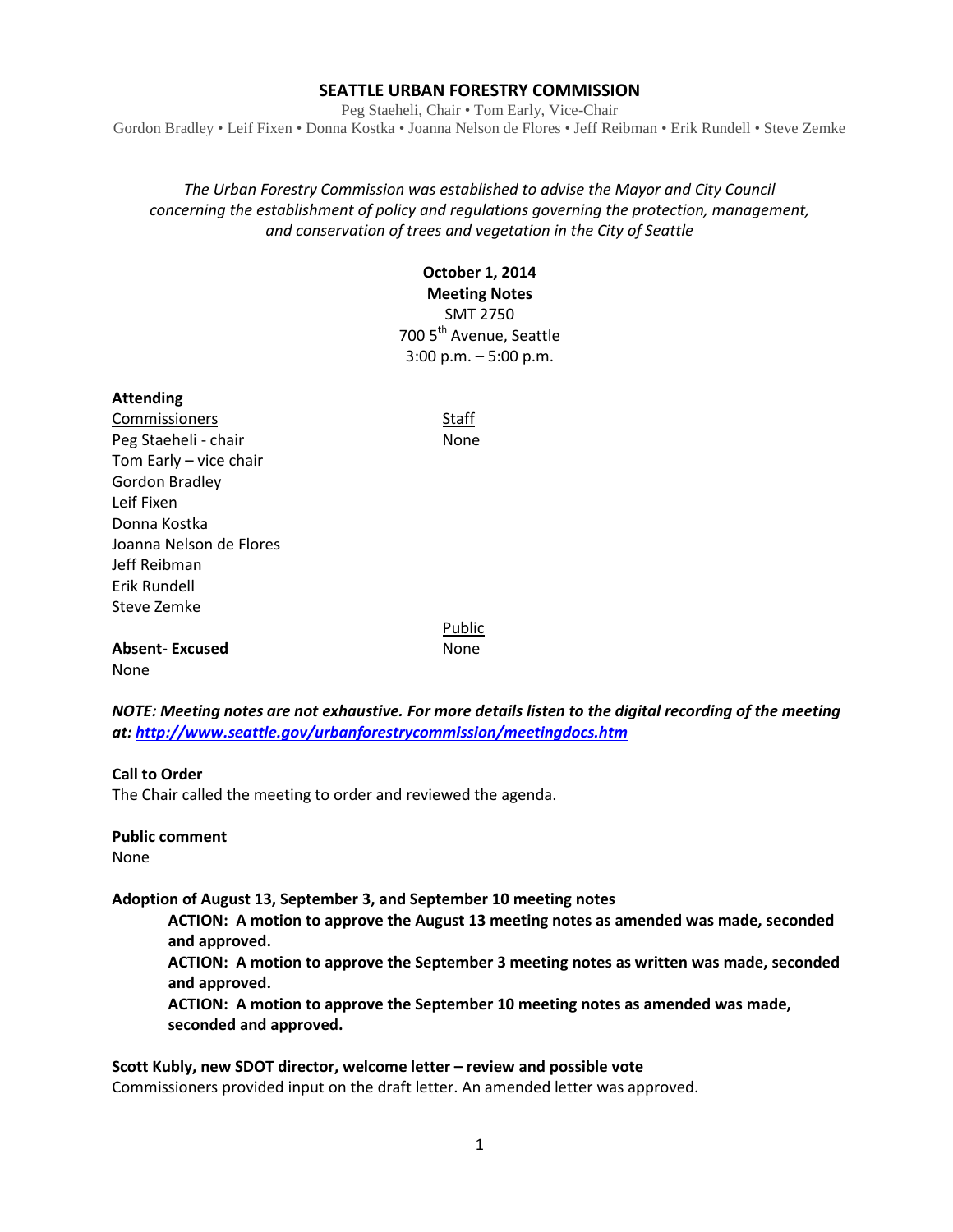# SEATTLE URBAN FORESTRY COMMISSION

Peg Staeheli, Chair • Tom Early, Vice-Chair
Gordon Bradley • Leif Fixen • Donna Kostka • Joanna Nelson de Flores • Jeff Reibman • Erik Rundell • Steve Zemke

*The Urban Forestry Commission was established to advise the Mayor and City Council concerning the establishment of policy and regulations governing the protection, management, and conservation of trees and vegetation in the City of Seattle*

**October 1, 2014**
**Meeting Notes**
SMT 2750
700 5th Avenue, Seattle
3:00 p.m. – 5:00 p.m.

**Attending**

| Commissioners | Staff |
|---|---|
| Peg Staeheli - chair | None |
| Tom Early – vice chair | |
| Gordon Bradley | |
| Leif Fixen | |
| Donna Kostka | |
| Joanna Nelson de Flores | |
| Jeff Reibman | |
| Erik Rundell | |
| Steve Zemke | |
| | Public |
| **Absent- Excused** | None |
| None | |

***NOTE: Meeting notes are not exhaustive. For more details listen to the digital recording of the meeting at: http://www.seattle.gov/urbanforestrycommission/meetingdocs.htm***

**Call to Order**
The Chair called the meeting to order and reviewed the agenda.

**Public comment**
None

**Adoption of August 13, September 3, and September 10 meeting notes**

> **ACTION: A motion to approve the August 13 meeting notes as amended was made, seconded and approved.**
> **ACTION: A motion to approve the September 3 meeting notes as written was made, seconded and approved.**
> **ACTION: A motion to approve the September 10 meeting notes as amended was made, seconded and approved.**

**Scott Kubly, new SDOT director, welcome letter – review and possible vote**
Commissioners provided input on the draft letter. An amended letter was approved.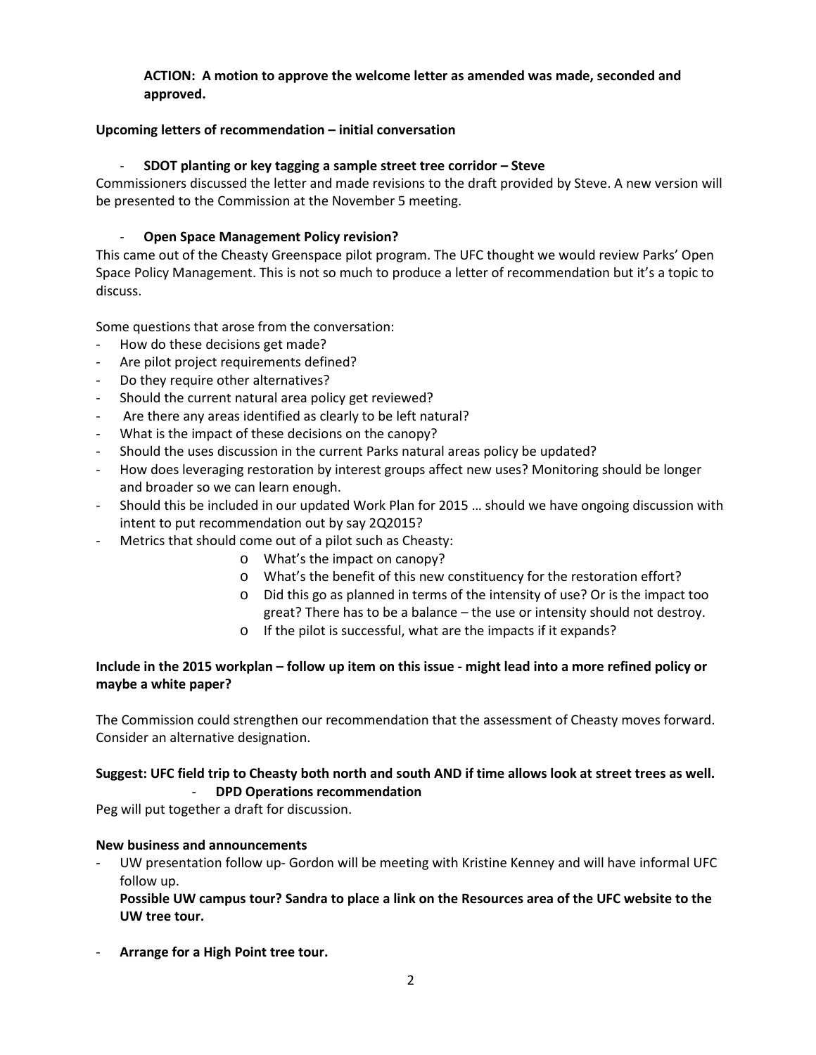**ACTION: A motion to approve the welcome letter as amended was made, seconded and approved.**

**Upcoming letters of recommendation – initial conversation**

- **SDOT planting or key tagging a sample street tree corridor – Steve**

Commissioners discussed the letter and made revisions to the draft provided by Steve. A new version will be presented to the Commission at the November 5 meeting.

- **Open Space Management Policy revision?**

This came out of the Cheasty Greenspace pilot program. The UFC thought we would review Parks' Open Space Policy Management. This is not so much to produce a letter of recommendation but it's a topic to discuss.

Some questions that arose from the conversation:

- How do these decisions get made?
- Are pilot project requirements defined?
- Do they require other alternatives?
- Should the current natural area policy get reviewed?
- Are there any areas identified as clearly to be left natural?
- What is the impact of these decisions on the canopy?
- Should the uses discussion in the current Parks natural areas policy be updated?
- How does leveraging restoration by interest groups affect new uses? Monitoring should be longer and broader so we can learn enough.
- Should this be included in our updated Work Plan for 2015 … should we have ongoing discussion with intent to put recommendation out by say 2Q2015?
- Metrics that should come out of a pilot such as Cheasty:
  - What's the impact on canopy?
  - What's the benefit of this new constituency for the restoration effort?
  - Did this go as planned in terms of the intensity of use? Or is the impact too great? There has to be a balance – the use or intensity should not destroy.
  - If the pilot is successful, what are the impacts if it expands?

**Include in the 2015 workplan – follow up item on this issue - might lead into a more refined policy or maybe a white paper?**

The Commission could strengthen our recommendation that the assessment of Cheasty moves forward. Consider an alternative designation.

**Suggest: UFC field trip to Cheasty both north and south AND if time allows look at street trees as well.**

- **DPD Operations recommendation**

Peg will put together a draft for discussion.

**New business and announcements**

- UW presentation follow up- Gordon will be meeting with Kristine Kenney and will have informal UFC follow up.
  **Possible UW campus tour? Sandra to place a link on the Resources area of the UFC website to the UW tree tour.**

- **Arrange for a High Point tree tour.**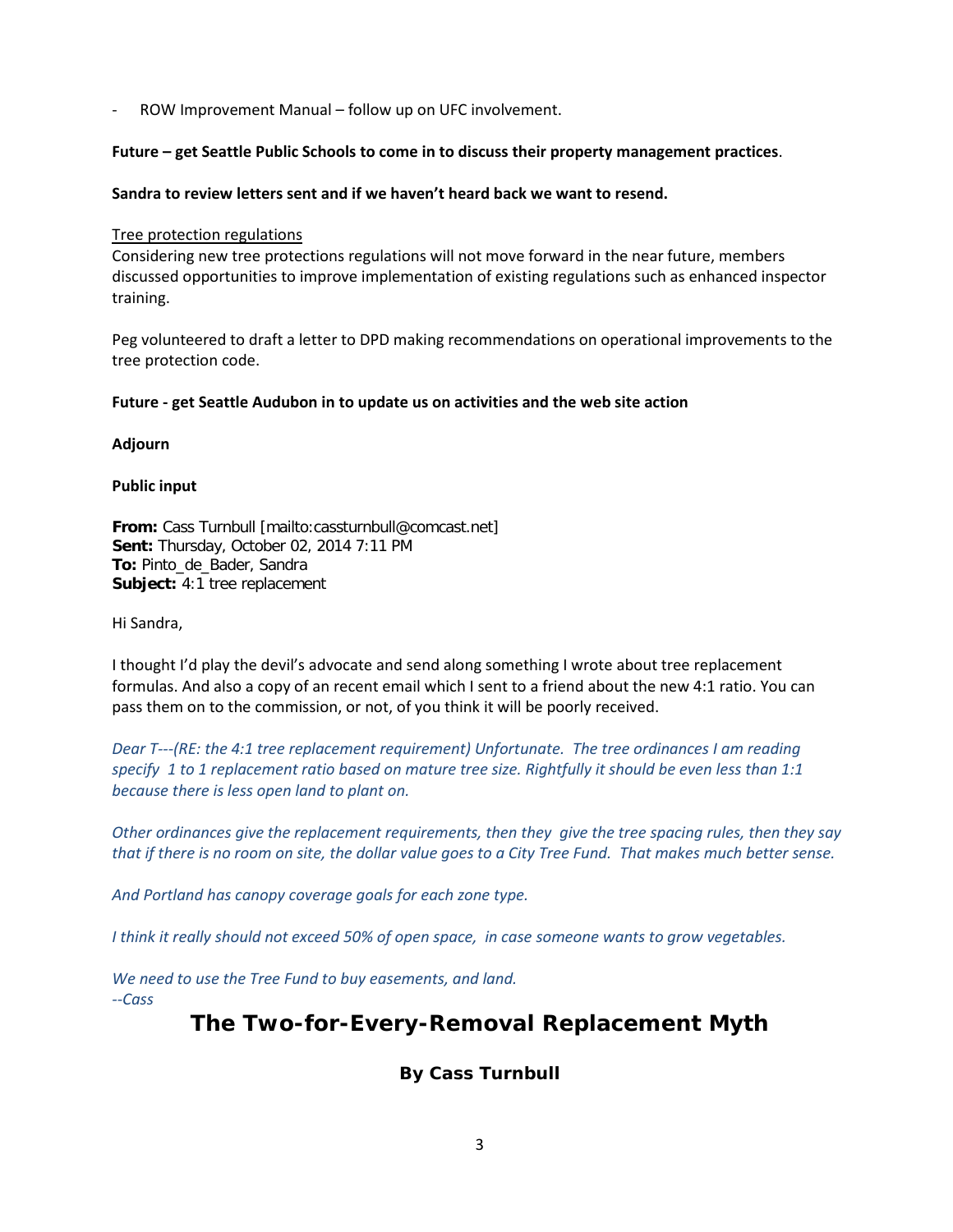- ROW Improvement Manual – follow up on UFC involvement.

**Future – get Seattle Public Schools to come in to discuss their property management practices**.

**Sandra to review letters sent and if we haven't heard back we want to resend.**

Tree protection regulations

Considering new tree protections regulations will not move forward in the near future, members discussed opportunities to improve implementation of existing regulations such as enhanced inspector training.

Peg volunteered to draft a letter to DPD making recommendations on operational improvements to the tree protection code.

**Future - get Seattle Audubon in to update us on activities and the web site action**

**Adjourn**

**Public input**

**From:** Cass Turnbull [mailto:cassturnbull@comcast.net]
**Sent:** Thursday, October 02, 2014 7:11 PM
**To:** Pinto_de_Bader, Sandra
**Subject:** 4:1 tree replacement

Hi Sandra,

I thought I'd play the devil's advocate and send along something I wrote about tree replacement formulas. And also a copy of an recent email which I sent to a friend about the new 4:1 ratio. You can pass them on to the commission, or not, of you think it will be poorly received.

*Dear T---(RE: the 4:1 tree replacement requirement) Unfortunate. The tree ordinances I am reading specify 1 to 1 replacement ratio based on mature tree size. Rightfully it should be even less than 1:1 because there is less open land to plant on.*

*Other ordinances give the replacement requirements, then they give the tree spacing rules, then they say that if there is no room on site, the dollar value goes to a City Tree Fund. That makes much better sense.*

*And Portland has canopy coverage goals for each zone type.*

*I think it really should not exceed 50% of open space, in case someone wants to grow vegetables.*

*We need to use the Tree Fund to buy easements, and land.*
*--Cass*

# The Two-for-Every-Removal Replacement Myth

### By Cass Turnbull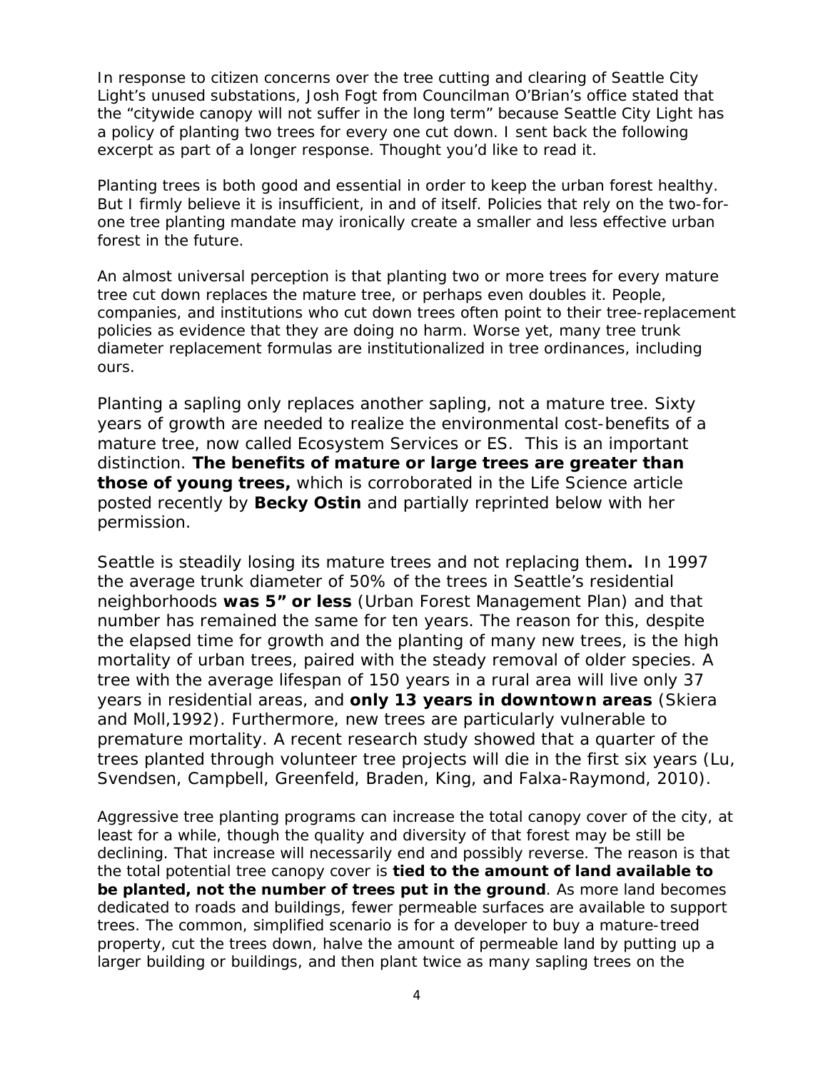In response to citizen concerns over the tree cutting and clearing of Seattle City Light's unused substations, Josh Fogt from Councilman O'Brian's office stated that the "citywide canopy will not suffer in the long term" because Seattle City Light has a policy of planting two trees for every one cut down. I sent back the following excerpt as part of a longer response. Thought you'd like to read it.

Planting trees is both good and essential in order to keep the urban forest healthy. But I firmly believe it is insufficient, in and of itself. Policies that rely on the two-for-one tree planting mandate may ironically create a smaller and less effective urban forest in the future.

An almost universal perception is that planting two or more trees for every mature tree cut down replaces the mature tree, or perhaps even doubles it. People, companies, and institutions who cut down trees often point to their tree-replacement policies as evidence that they are doing no harm. Worse yet, many tree trunk diameter replacement formulas are institutionalized in tree ordinances, including ours.

Planting a sapling only replaces another sapling, not a mature tree. Sixty years of growth are needed to realize the environmental cost-benefits of a mature tree, now called Ecosystem Services or ES. This is an important distinction. **The benefits of mature or large trees are greater than those of young trees,** which is corroborated in the Life Science article posted recently by **Becky Ostin** and partially reprinted below with her permission.

Seattle is steadily losing its mature trees and not replacing them**.** In 1997 the average trunk diameter of 50% of the trees in Seattle's residential neighborhoods **was 5" or less** (Urban Forest Management Plan) and that number has remained the same for ten years. The reason for this, despite the elapsed time for growth and the planting of many new trees, is the high mortality of urban trees, paired with the steady removal of older species. A tree with the average lifespan of 150 years in a rural area will live only 37 years in residential areas, and **only 13 years in downtown areas** (Skiera and Moll,1992). Furthermore, new trees are particularly vulnerable to premature mortality. A recent research study showed that a quarter of the trees planted through volunteer tree projects will die in the first six years (Lu, Svendsen, Campbell, Greenfeld, Braden, King, and Falxa-Raymond, 2010).

Aggressive tree planting programs can increase the total canopy cover of the city, at least for a while, though the quality and diversity of that forest may be still be declining. That increase will necessarily end and possibly reverse. The reason is that the total potential tree canopy cover is **tied to the amount of land available to be planted, not the number of trees put in the ground**. As more land becomes dedicated to roads and buildings, fewer permeable surfaces are available to support trees. The common, simplified scenario is for a developer to buy a mature-treed property, cut the trees down, halve the amount of permeable land by putting up a larger building or buildings, and then plant twice as many sapling trees on the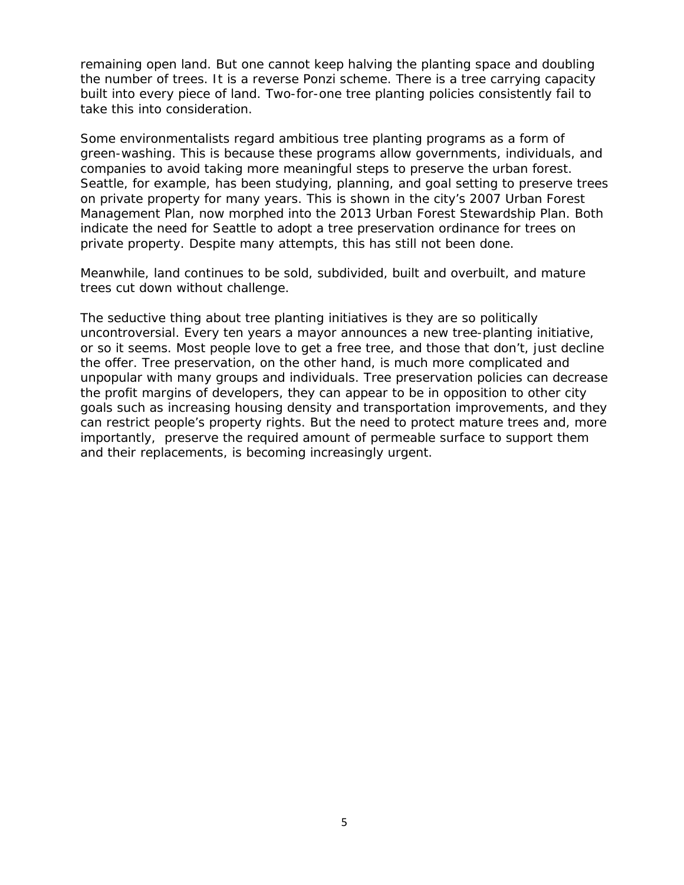remaining open land. But one cannot keep halving the planting space and doubling the number of trees. It is a reverse Ponzi scheme. There is a tree carrying capacity built into every piece of land. Two-for-one tree planting policies consistently fail to take this into consideration.

Some environmentalists regard ambitious tree planting programs as a form of green-washing. This is because these programs allow governments, individuals, and companies to avoid taking more meaningful steps to preserve the urban forest. Seattle, for example, has been studying, planning, and goal setting to preserve trees on private property for many years. This is shown in the city's 2007 Urban Forest Management Plan, now morphed into the 2013 Urban Forest Stewardship Plan. Both indicate the need for Seattle to adopt a tree preservation ordinance for trees on private property. Despite many attempts, this has still not been done.

Meanwhile, land continues to be sold, subdivided, built and overbuilt, and mature trees cut down without challenge.

The seductive thing about tree planting initiatives is they are so politically uncontroversial. Every ten years a mayor announces a new tree-planting initiative, or so it seems. Most people love to get a free tree, and those that don't, just decline the offer. Tree preservation, on the other hand, is much more complicated and unpopular with many groups and individuals. Tree preservation policies can decrease the profit margins of developers, they can appear to be in opposition to other city goals such as increasing housing density and transportation improvements, and they can restrict people's property rights. But the need to protect mature trees and, more importantly, preserve the required amount of permeable surface to support them and their replacements, is becoming increasingly urgent.